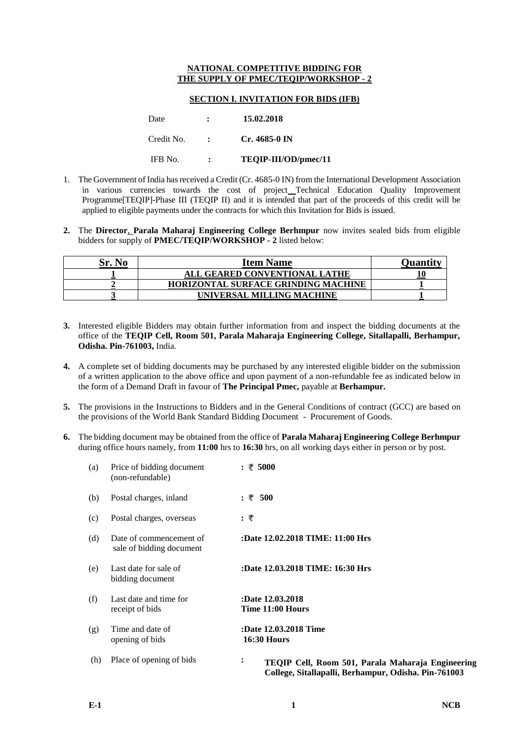**NATIONAL COMPETITIVE BIDDING FOR**
**THE SUPPLY OF PMEC/TEQIP/WORKSHOP - 2**

**SECTION I. INVITATION FOR BIDS (IFB)**

Date : **15.02.2018**

Credit No. : **Cr. 4685-0 IN**

IFB No. : **TEQIP-III/OD/pmec/11**

1. The Government of India has received a Credit (Cr. 4685-0 IN) from the International Development Association in various currencies towards the cost of project Technical Education Quality Improvement Programme[TEQIP]-Phase III (TEQIP II) and it is intended that part of the proceeds of this credit will be applied to eligible payments under the contracts for which this Invitation for Bids is issued.

2. The **Director, Parala Maharaj Engineering College Berhmpur** now invites sealed bids from eligible bidders for supply of **PMEC/TEQIP/WORKSHOP - 2** listed below:

| Sr. No | Item Name | Quantity |
|---|---|---|
| 1 | ALL GEARED CONVENTIONAL LATHE | 10 |
| 2 | HORIZONTAL SURFACE GRINDING MACHINE | 1 |
| 3 | UNIVERSAL MILLING MACHINE | 1 |

3. Interested eligible Bidders may obtain further information from and inspect the bidding documents at the office of the **TEQIP Cell, Room 501, Parala Maharaja Engineering College, Sitallapalli, Berhampur, Odisha. Pin-761003,** India.

4. A complete set of bidding documents may be purchased by any interested eligible bidder on the submission of a written application to the above office and upon payment of a non-refundable fee as indicated below in the form of a Demand Draft in favour of **The Principal Pmec,** payable at **Berhampur.**

5. The provisions in the Instructions to Bidders and in the General Conditions of contract (GCC) are based on the provisions of the World Bank Standard Bidding Document - Procurement of Goods.

6. The bidding document may be obtained from the office of **Parala Maharaj Engineering College Berhmpur** during office hours namely, from **11:00** hrs to **16:30** hrs, on all working days either in person or by post.

   (a) Price of bidding document (non-refundable) : **₹ 5000**

   (b) Postal charges, inland : **₹ 500**

   (c) Postal charges, overseas : ₹

   (d) Date of commencement of sale of bidding document : **Date 12.02.2018 TIME: 11:00 Hrs**

   (e) Last date for sale of bidding document : **Date 12.03.2018 TIME: 16:30 Hrs**

   (f) Last date and time for receipt of bids : **Date 12.03.2018 Time 11:00 Hours**

   (g) Time and date of opening of bids : **Date 12.03.2018 Time 16:30 Hours**

   (h) Place of opening of bids : **TEQIP Cell, Room 501, Parala Maharaja Engineering College, Sitallapalli, Berhampur, Odisha. Pin-761003**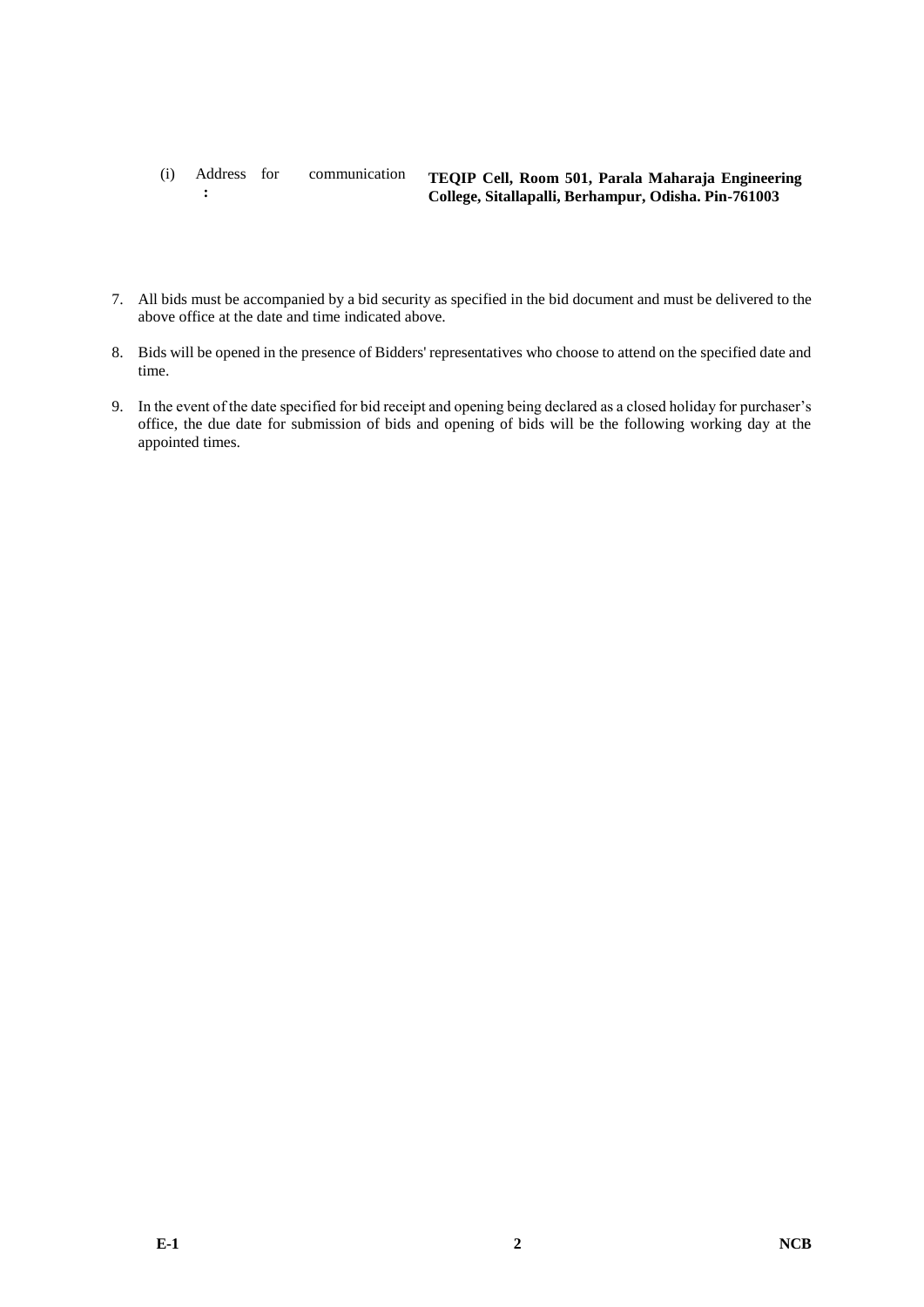(i) Address for communication : **TEQIP Cell, Room 501, Parala Maharaja Engineering College, Sitallapalli, Berhampur, Odisha. Pin-761003**

7. All bids must be accompanied by a bid security as specified in the bid document and must be delivered to the above office at the date and time indicated above.

8. Bids will be opened in the presence of Bidders' representatives who choose to attend on the specified date and time.

9. In the event of the date specified for bid receipt and opening being declared as a closed holiday for purchaser's office, the due date for submission of bids and opening of bids will be the following working day at the appointed times.